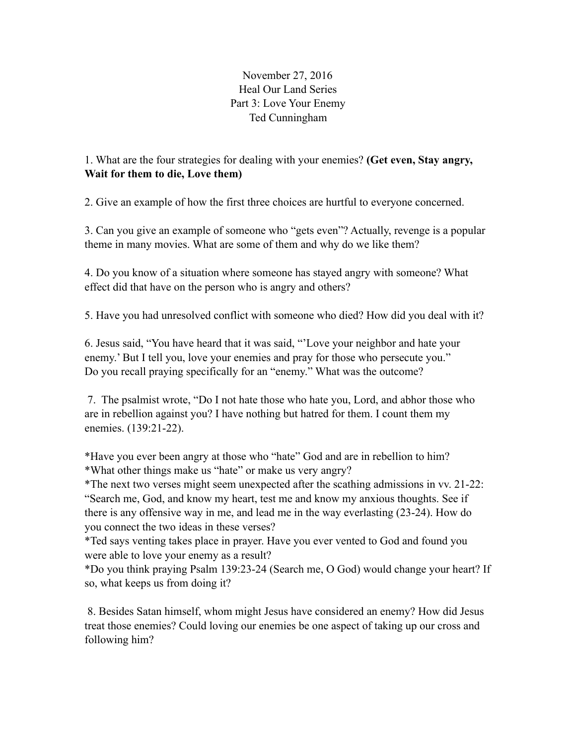November 27, 2016
Heal Our Land Series
Part 3: Love Your Enemy
Ted Cunningham

1. What are the four strategies for dealing with your enemies? **(Get even, Stay angry, Wait for them to die, Love them)**

2. Give an example of how the first three choices are hurtful to everyone concerned.

3. Can you give an example of someone who "gets even"? Actually, revenge is a popular theme in many movies. What are some of them and why do we like them?

4. Do you know of a situation where someone has stayed angry with someone? What effect did that have on the person who is angry and others?

5. Have you had unresolved conflict with someone who died? How did you deal with it?

6. Jesus said, "You have heard that it was said, "'Love your neighbor and hate your enemy.' But I tell you, love your enemies and pray for those who persecute you."
Do you recall praying specifically for an "enemy." What was the outcome?

7. The psalmist wrote, "Do I not hate those who hate you, Lord, and abhor those who are in rebellion against you? I have nothing but hatred for them. I count them my enemies. (139:21-22).

*Have you ever been angry at those who "hate" God and are in rebellion to him?
*What other things make us "hate" or make us very angry?
*The next two verses might seem unexpected after the scathing admissions in vv. 21-22: "Search me, God, and know my heart, test me and know my anxious thoughts. See if there is any offensive way in me, and lead me in the way everlasting (23-24). How do you connect the two ideas in these verses?
*Ted says venting takes place in prayer. Have you ever vented to God and found you were able to love your enemy as a result?
*Do you think praying Psalm 139:23-24 (Search me, O God) would change your heart? If so, what keeps us from doing it?

8. Besides Satan himself, whom might Jesus have considered an enemy? How did Jesus treat those enemies? Could loving our enemies be one aspect of taking up our cross and following him?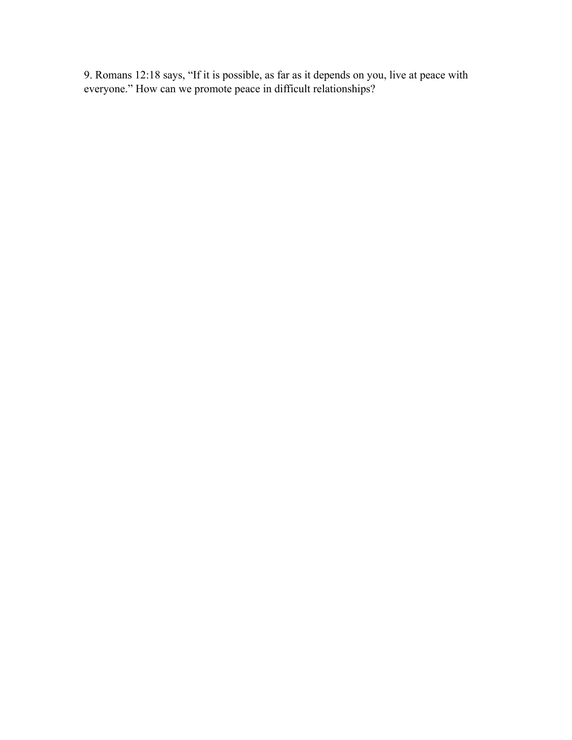9. Romans 12:18 says, “If it is possible, as far as it depends on you, live at peace with everyone.” How can we promote peace in difficult relationships?